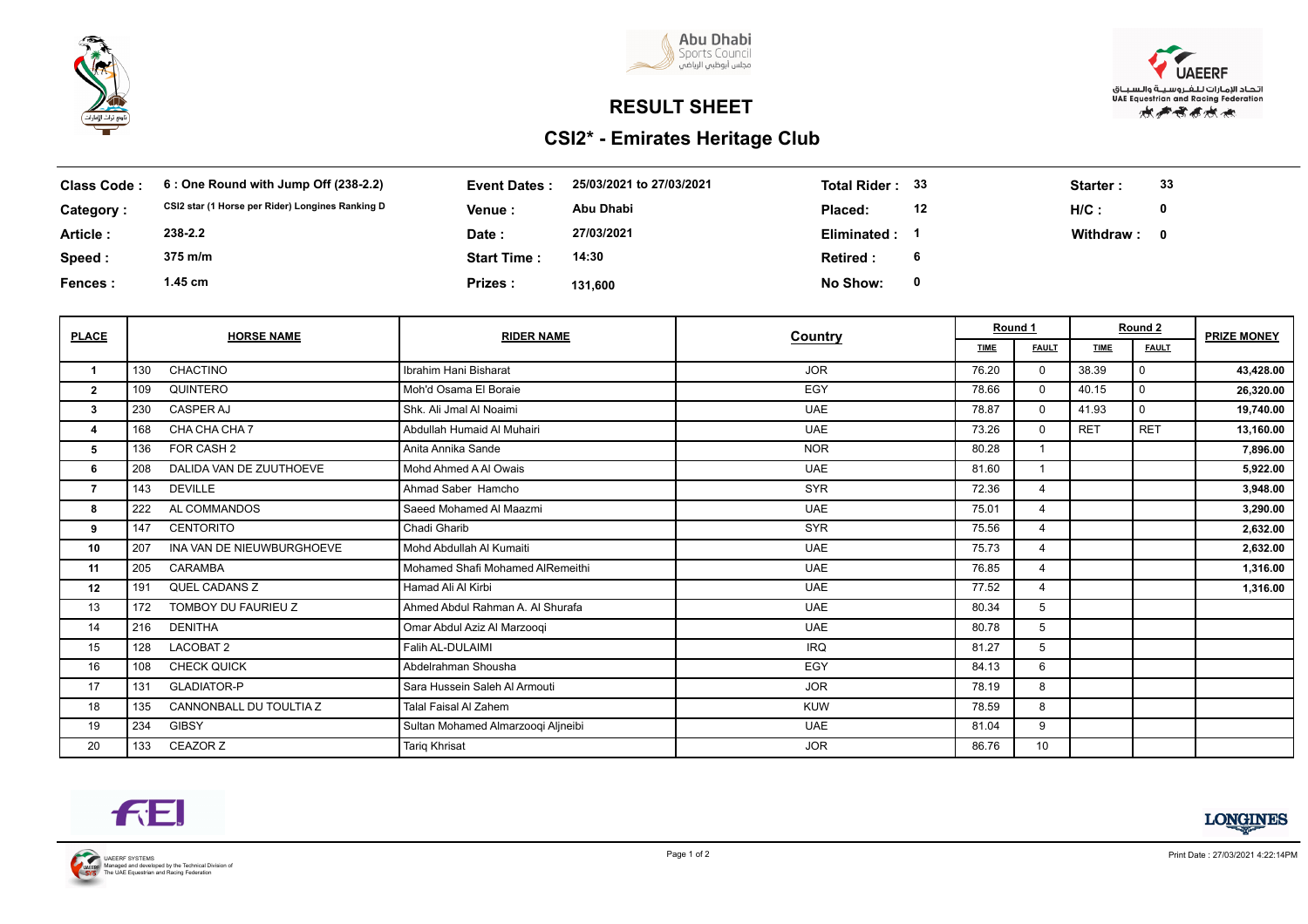# RESULT SHEET

## CSI2* - Emirates Heritage Club

| | | | | | | | |
|---|---|---|---|---|---|---|---|
| **Class Code :** | 6 : One Round with Jump Off (238-2.2) | **Event Dates :** | 25/03/2021 to 27/03/2021 | **Total Rider :** | 33 | **Starter :** | 33 |
| **Category :** | CSI2 star (1 Horse per Rider) Longines Ranking D | **Venue :** | Abu Dhabi | **Placed:** | 12 | **H/C :** | 0 |
| **Article :** | 238-2.2 | **Date :** | 27/03/2021 | **Eliminated :** | 1 | **Withdraw :** | 0 |
| **Speed :** | 375 m/m | **Start Time :** | 14:30 | **Retired :** | 6 | | |
| **Fences :** | 1.45 cm | **Prizes :** | 131,600 | **No Show:** | 0 | | |

| PLACE | HORSE NAME | | RIDER NAME | Country | Round 1 | | Round 2 | | PRIZE MONEY |
|---|---|---|---|---|---|---|---|---|---|
| | | | | | TIME | FAULT | TIME | FAULT | |
| 1 | 130 | CHACTINO | Ibrahim Hani Bisharat | JOR | 76.20 | 0 | 38.39 | 0 | 43,428.00 |
| 2 | 109 | QUINTERO | Moh'd Osama El Boraie | EGY | 78.66 | 0 | 40.15 | 0 | 26,320.00 |
| 3 | 230 | CASPER AJ | Shk. Ali Jmal Al Noaimi | UAE | 78.87 | 0 | 41.93 | 0 | 19,740.00 |
| 4 | 168 | CHA CHA CHA 7 | Abdullah Humaid Al Muhairi | UAE | 73.26 | 0 | RET | RET | 13,160.00 |
| 5 | 136 | FOR CASH 2 | Anita Annika Sande | NOR | 80.28 | 1 | | | 7,896.00 |
| 6 | 208 | DALIDA VAN DE ZUUTHOEVE | Mohd Ahmed A Al Owais | UAE | 81.60 | 1 | | | 5,922.00 |
| 7 | 143 | DEVILLE | Ahmad Saber Hamcho | SYR | 72.36 | 4 | | | 3,948.00 |
| 8 | 222 | AL COMMANDOS | Saeed Mohamed Al Maazmi | UAE | 75.01 | 4 | | | 3,290.00 |
| 9 | 147 | CENTORITO | Chadi Gharib | SYR | 75.56 | 4 | | | 2,632.00 |
| 10 | 207 | INA VAN DE NIEUWBURGHOEVE | Mohd Abdullah Al Kumaiti | UAE | 75.73 | 4 | | | 2,632.00 |
| 11 | 205 | CARAMBA | Mohamed Shafi Mohamed AlRemeithi | UAE | 76.85 | 4 | | | 1,316.00 |
| 12 | 191 | QUEL CADANS Z | Hamad Ali Al Kirbi | UAE | 77.52 | 4 | | | 1,316.00 |
| 13 | 172 | TOMBOY DU FAURIEU Z | Ahmed Abdul Rahman A. Al Shurafa | UAE | 80.34 | 5 | | | |
| 14 | 216 | DENITHA | Omar Abdul Aziz Al Marzooqi | UAE | 80.78 | 5 | | | |
| 15 | 128 | LACOBAT 2 | Falih AL-DULAIMI | IRQ | 81.27 | 5 | | | |
| 16 | 108 | CHECK QUICK | Abdelrahman Shousha | EGY | 84.13 | 6 | | | |
| 17 | 131 | GLADIATOR-P | Sara Hussein Saleh Al Armouti | JOR | 78.19 | 8 | | | |
| 18 | 135 | CANNONBALL DU TOULTIA Z | Talal Faisal Al Zahem | KUW | 78.59 | 8 | | | |
| 19 | 234 | GIBSY | Sultan Mohamed Almarzooqi Aljneibi | UAE | 81.04 | 9 | | | |
| 20 | 133 | CEAZOR Z | Tariq Khrisat | JOR | 86.76 | 10 | | | |

UAEERF SYSTEMS
Managed and developed by the Technical Division of The UAE Equestrian and Racing Federation

Print Date : 27/03/2021 4:22:14PM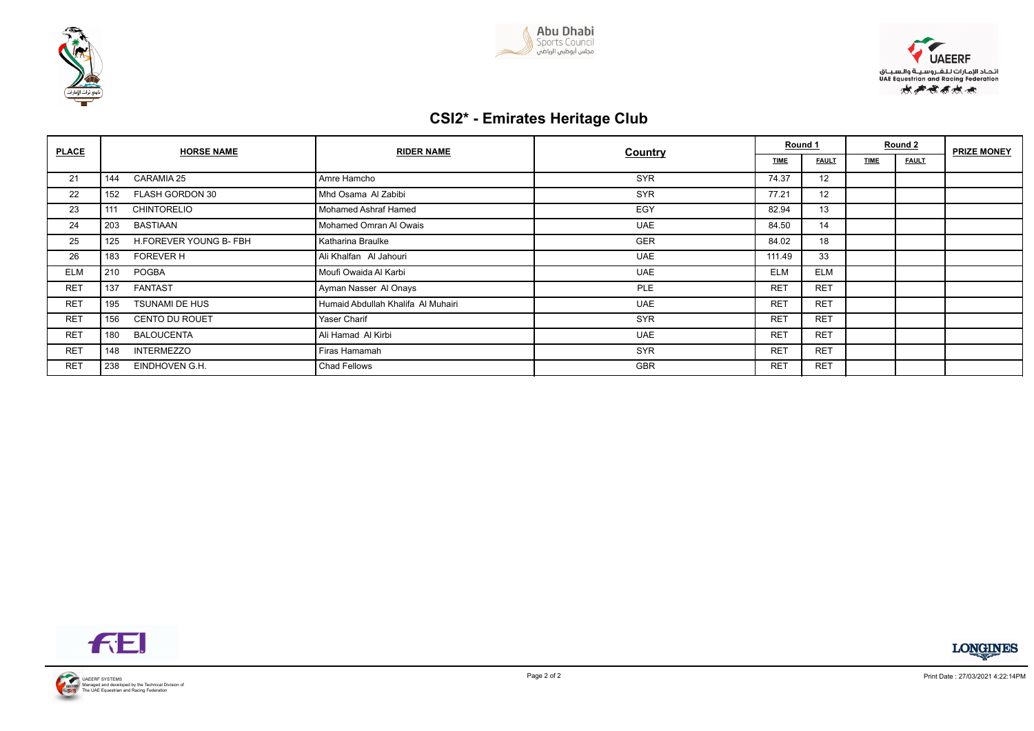# CSI2* - Emirates Heritage Club

| PLACE | HORSE NAME | | RIDER NAME | Country | Round 1 | | Round 2 | | PRIZE MONEY |
|---|---|---|---|---|---|---|---|---|---|
| | | | | | TIME | FAULT | TIME | FAULT | |
| 21 | 144 | CARAMIA 25 | Amre Hamcho | SYR | 74.37 | 12 | | | |
| 22 | 152 | FLASH GORDON 30 | Mhd Osama Al Zabibi | SYR | 77.21 | 12 | | | |
| 23 | 111 | CHINTORELIO | Mohamed Ashraf Hamed | EGY | 82.94 | 13 | | | |
| 24 | 203 | BASTIAAN | Mohamed Omran Al Owais | UAE | 84.50 | 14 | | | |
| 25 | 125 | H.FOREVER YOUNG B- FBH | Katharina Braulke | GER | 84.02 | 18 | | | |
| 26 | 183 | FOREVER H | Ali Khalfan Al Jahouri | UAE | 111.49 | 33 | | | |
| ELM | 210 | POGBA | Moufi Owaida Al Karbi | UAE | ELM | ELM | | | |
| RET | 137 | FANTAST | Ayman Nasser Al Onays | PLE | RET | RET | | | |
| RET | 195 | TSUNAMI DE HUS | Humaid Abdullah Khalifa Al Muhairi | UAE | RET | RET | | | |
| RET | 156 | CENTO DU ROUET | Yaser Charif | SYR | RET | RET | | | |
| RET | 180 | BALOUCENTA | Ali Hamad Al Kirbi | UAE | RET | RET | | | |
| RET | 148 | INTERMEZZO | Firas Hamamah | SYR | RET | RET | | | |
| RET | 238 | EINDHOVEN G.H. | Chad Fellows | GBR | RET | RET | | | |

UAEERF SYSTEMS
Managed and developed by the Technical Division of
The UAE Equestrian and Racing Federation

Print Date : 27/03/2021 4:22:14PM